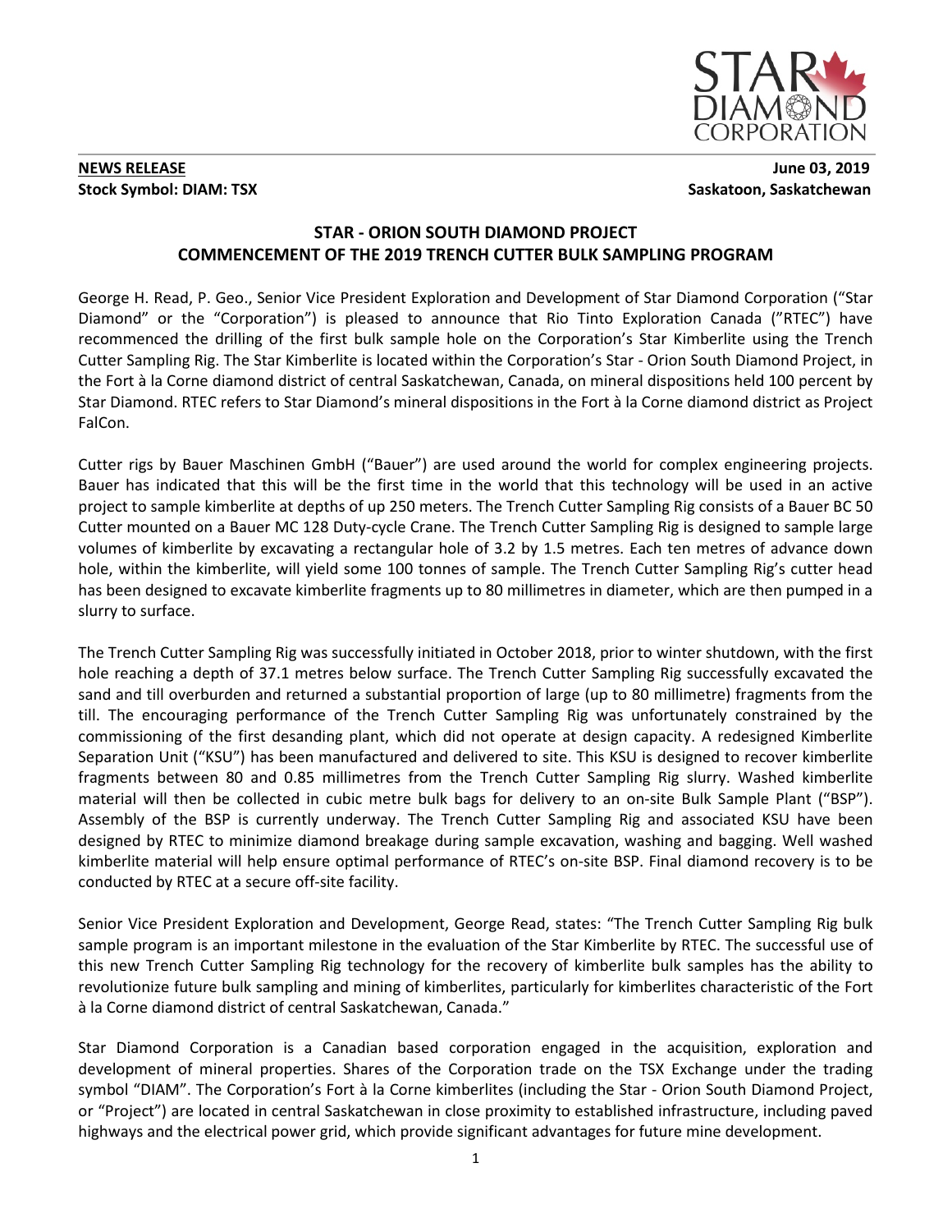**NEWS RELEASE**
**Stock Symbol: DIAM: TSX**

**June 03, 2019**
**Saskatoon, Saskatchewan**

## STAR - ORION SOUTH DIAMOND PROJECT
## COMMENCEMENT OF THE 2019 TRENCH CUTTER BULK SAMPLING PROGRAM

George H. Read, P. Geo., Senior Vice President Exploration and Development of Star Diamond Corporation ("Star Diamond" or the "Corporation") is pleased to announce that Rio Tinto Exploration Canada ("RTEC") have recommenced the drilling of the first bulk sample hole on the Corporation's Star Kimberlite using the Trench Cutter Sampling Rig. The Star Kimberlite is located within the Corporation's Star - Orion South Diamond Project, in the Fort à la Corne diamond district of central Saskatchewan, Canada, on mineral dispositions held 100 percent by Star Diamond. RTEC refers to Star Diamond's mineral dispositions in the Fort à la Corne diamond district as Project FalCon.

Cutter rigs by Bauer Maschinen GmbH ("Bauer") are used around the world for complex engineering projects. Bauer has indicated that this will be the first time in the world that this technology will be used in an active project to sample kimberlite at depths of up 250 meters. The Trench Cutter Sampling Rig consists of a Bauer BC 50 Cutter mounted on a Bauer MC 128 Duty-cycle Crane. The Trench Cutter Sampling Rig is designed to sample large volumes of kimberlite by excavating a rectangular hole of 3.2 by 1.5 metres. Each ten metres of advance down hole, within the kimberlite, will yield some 100 tonnes of sample. The Trench Cutter Sampling Rig's cutter head has been designed to excavate kimberlite fragments up to 80 millimetres in diameter, which are then pumped in a slurry to surface.

The Trench Cutter Sampling Rig was successfully initiated in October 2018, prior to winter shutdown, with the first hole reaching a depth of 37.1 metres below surface. The Trench Cutter Sampling Rig successfully excavated the sand and till overburden and returned a substantial proportion of large (up to 80 millimetre) fragments from the till. The encouraging performance of the Trench Cutter Sampling Rig was unfortunately constrained by the commissioning of the first desanding plant, which did not operate at design capacity. A redesigned Kimberlite Separation Unit ("KSU") has been manufactured and delivered to site. This KSU is designed to recover kimberlite fragments between 80 and 0.85 millimetres from the Trench Cutter Sampling Rig slurry. Washed kimberlite material will then be collected in cubic metre bulk bags for delivery to an on-site Bulk Sample Plant ("BSP"). Assembly of the BSP is currently underway. The Trench Cutter Sampling Rig and associated KSU have been designed by RTEC to minimize diamond breakage during sample excavation, washing and bagging. Well washed kimberlite material will help ensure optimal performance of RTEC's on-site BSP. Final diamond recovery is to be conducted by RTEC at a secure off-site facility.

Senior Vice President Exploration and Development, George Read, states: "The Trench Cutter Sampling Rig bulk sample program is an important milestone in the evaluation of the Star Kimberlite by RTEC. The successful use of this new Trench Cutter Sampling Rig technology for the recovery of kimberlite bulk samples has the ability to revolutionize future bulk sampling and mining of kimberlites, particularly for kimberlites characteristic of the Fort à la Corne diamond district of central Saskatchewan, Canada."

Star Diamond Corporation is a Canadian based corporation engaged in the acquisition, exploration and development of mineral properties. Shares of the Corporation trade on the TSX Exchange under the trading symbol "DIAM". The Corporation's Fort à la Corne kimberlites (including the Star - Orion South Diamond Project, or "Project") are located in central Saskatchewan in close proximity to established infrastructure, including paved highways and the electrical power grid, which provide significant advantages for future mine development.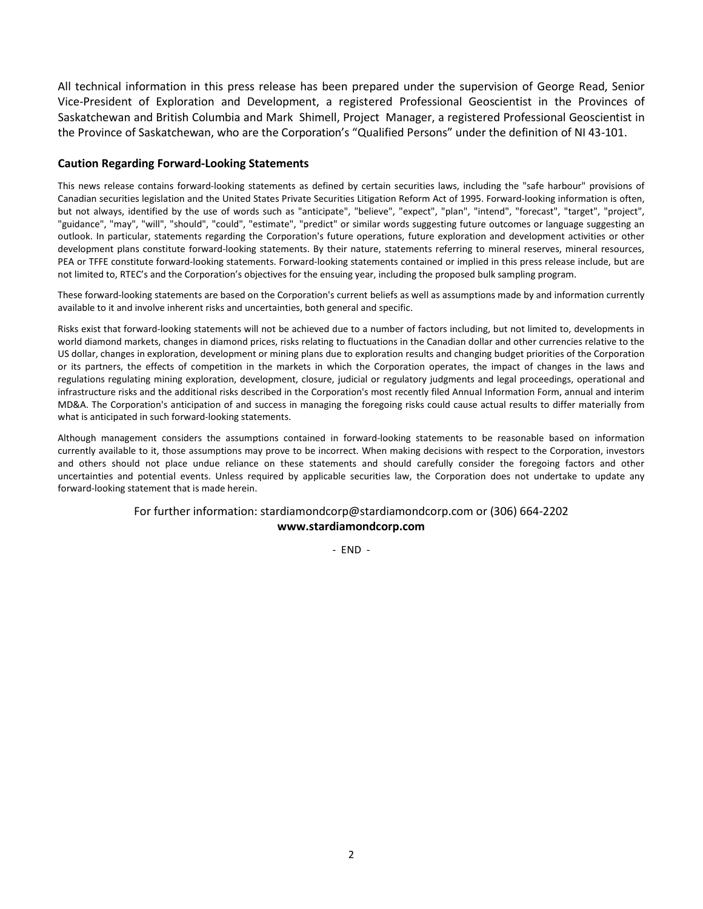All technical information in this press release has been prepared under the supervision of George Read, Senior Vice-President of Exploration and Development, a registered Professional Geoscientist in the Provinces of Saskatchewan and British Columbia and Mark Shimell, Project Manager, a registered Professional Geoscientist in the Province of Saskatchewan, who are the Corporation's "Qualified Persons" under the definition of NI 43-101.

**Caution Regarding Forward-Looking Statements**

This news release contains forward-looking statements as defined by certain securities laws, including the "safe harbour" provisions of Canadian securities legislation and the United States Private Securities Litigation Reform Act of 1995. Forward-looking information is often, but not always, identified by the use of words such as "anticipate", "believe", "expect", "plan", "intend", "forecast", "target", "project", "guidance", "may", "will", "should", "could", "estimate", "predict" or similar words suggesting future outcomes or language suggesting an outlook. In particular, statements regarding the Corporation's future operations, future exploration and development activities or other development plans constitute forward-looking statements. By their nature, statements referring to mineral reserves, mineral resources, PEA or TFFE constitute forward-looking statements. Forward-looking statements contained or implied in this press release include, but are not limited to, RTEC's and the Corporation's objectives for the ensuing year, including the proposed bulk sampling program.

These forward-looking statements are based on the Corporation's current beliefs as well as assumptions made by and information currently available to it and involve inherent risks and uncertainties, both general and specific.

Risks exist that forward-looking statements will not be achieved due to a number of factors including, but not limited to, developments in world diamond markets, changes in diamond prices, risks relating to fluctuations in the Canadian dollar and other currencies relative to the US dollar, changes in exploration, development or mining plans due to exploration results and changing budget priorities of the Corporation or its partners, the effects of competition in the markets in which the Corporation operates, the impact of changes in the laws and regulations regulating mining exploration, development, closure, judicial or regulatory judgments and legal proceedings, operational and infrastructure risks and the additional risks described in the Corporation's most recently filed Annual Information Form, annual and interim MD&A. The Corporation's anticipation of and success in managing the foregoing risks could cause actual results to differ materially from what is anticipated in such forward-looking statements.

Although management considers the assumptions contained in forward-looking statements to be reasonable based on information currently available to it, those assumptions may prove to be incorrect. When making decisions with respect to the Corporation, investors and others should not place undue reliance on these statements and should carefully consider the foregoing factors and other uncertainties and potential events. Unless required by applicable securities law, the Corporation does not undertake to update any forward-looking statement that is made herein.

For further information: stardiamondcorp@stardiamondcorp.com or (306) 664-2202
**www.stardiamondcorp.com**

\- END -